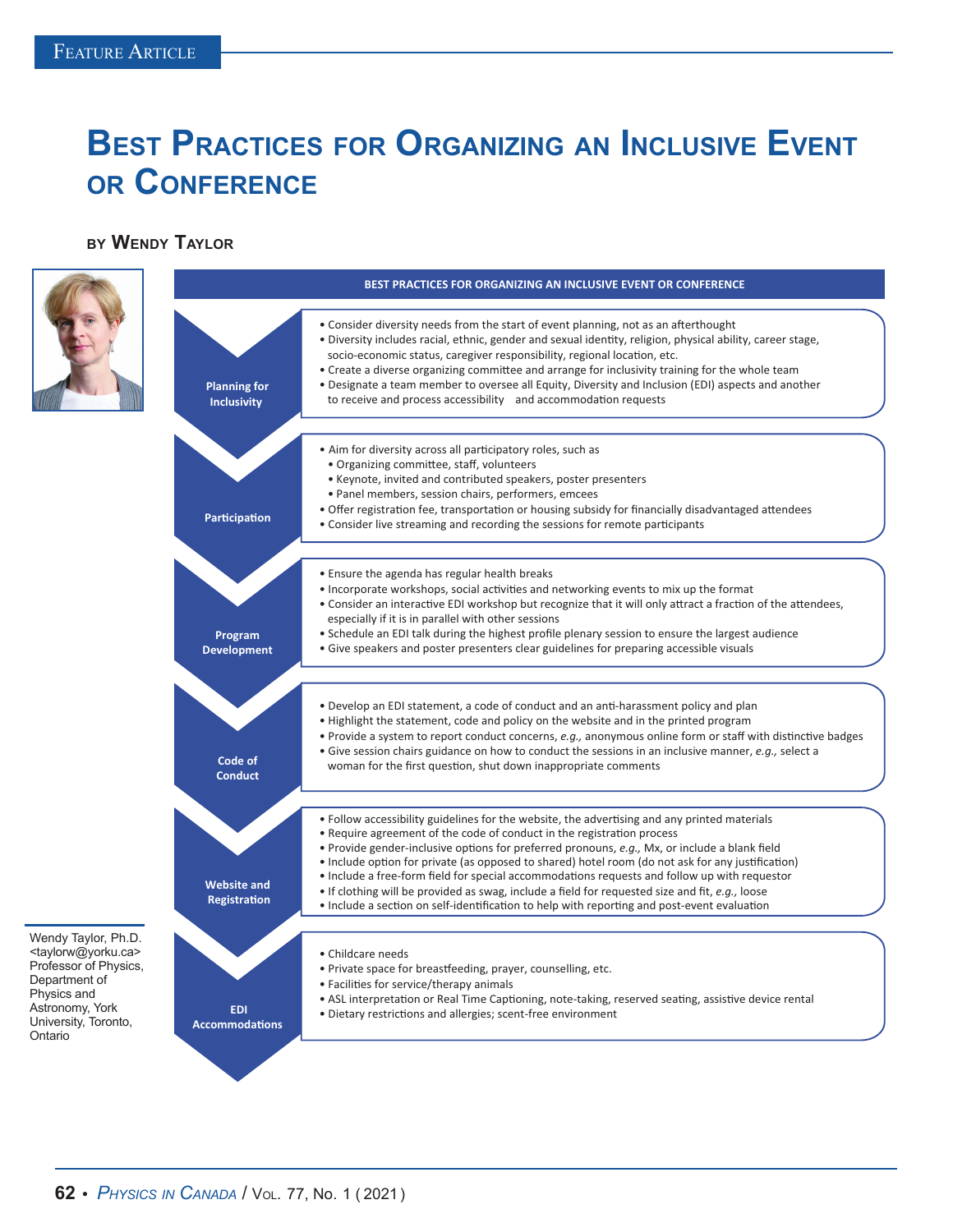# Best Practices for Organizing an Inclusive Event or Conference

### by Wendy Taylor

Wendy Taylor, Ph.D. <taylorw@yorku.ca> Professor of Physics, Department of Physics and Astronomy, York University, Toronto, Ontario

## BEST PRACTICES FOR ORGANIZING AN INCLUSIVE EVENT OR CONFERENCE

### Planning for Inclusivity

- Consider diversity needs from the start of event planning, not as an afterthought
- Diversity includes racial, ethnic, gender and sexual identity, religion, physical ability, career stage, socio-economic status, caregiver responsibility, regional location, etc.
- Create a diverse organizing committee and arrange for inclusivity training for the whole team
- Designate a team member to oversee all Equity, Diversity and Inclusion (EDI) aspects and another to receive and process accessibility and accommodation requests

### Participation

- Aim for diversity across all participatory roles, such as
  - Organizing committee, staff, volunteers
  - Keynote, invited and contributed speakers, poster presenters
  - Panel members, session chairs, performers, emcees
- Offer registration fee, transportation or housing subsidy for financially disadvantaged attendees
- Consider live streaming and recording the sessions for remote participants

### Program Development

- Ensure the agenda has regular health breaks
- Incorporate workshops, social activities and networking events to mix up the format
- Consider an interactive EDI workshop but recognize that it will only attract a fraction of the attendees, especially if it is in parallel with other sessions
- Schedule an EDI talk during the highest profile plenary session to ensure the largest audience
- Give speakers and poster presenters clear guidelines for preparing accessible visuals

### Code of Conduct

- Develop an EDI statement, a code of conduct and an anti-harassment policy and plan
- Highlight the statement, code and policy on the website and in the printed program
- Provide a system to report conduct concerns, *e.g.,* anonymous online form or staff with distinctive badges
- Give session chairs guidance on how to conduct the sessions in an inclusive manner, *e.g.,* select a woman for the first question, shut down inappropriate comments

### Website and Registration

- Follow accessibility guidelines for the website, the advertising and any printed materials
- Require agreement of the code of conduct in the registration process
- Provide gender-inclusive options for preferred pronouns, *e.g.,* Mx, or include a blank field
- Include option for private (as opposed to shared) hotel room (do not ask for any justification)
- Include a free-form field for special accommodations requests and follow up with requestor
- If clothing will be provided as swag, include a field for requested size and fit, *e.g.,* loose
- Include a section on self-identification to help with reporting and post-event evaluation

### EDI Accommodations

- Childcare needs
- Private space for breastfeeding, prayer, counselling, etc.
- Facilities for service/therapy animals
- ASL interpretation or Real Time Captioning, note-taking, reserved seating, assistive device rental
- Dietary restrictions and allergies; scent-free environment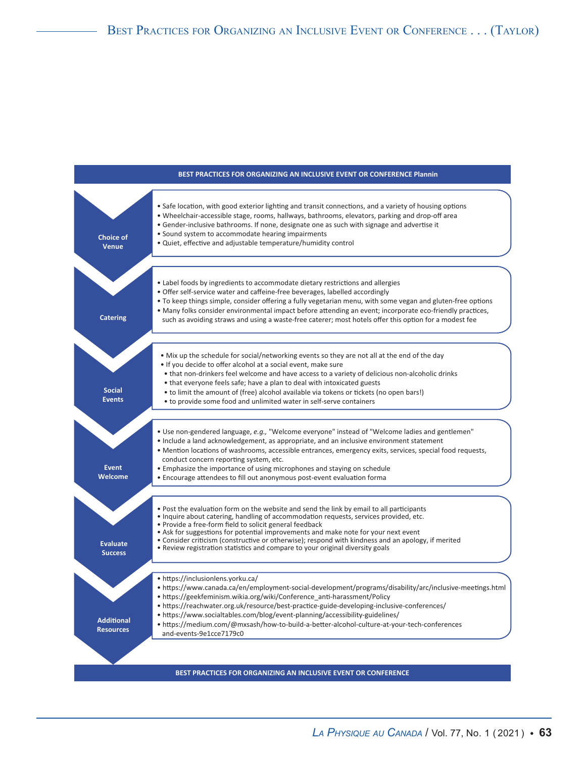**BEST PRACTICES FOR ORGANIZING AN INCLUSIVE EVENT OR CONFERENCE Plannin**

**Choice of Venue**

- Safe location, with good exterior lighting and transit connections, and a variety of housing options
- Wheelchair-accessible stage, rooms, hallways, bathrooms, elevators, parking and drop-off area
- Gender-inclusive bathrooms. If none, designate one as such with signage and advertise it
- Sound system to accommodate hearing impairments
- Quiet, effective and adjustable temperature/humidity control

**Catering**

- Label foods by ingredients to accommodate dietary restrictions and allergies
- Offer self-service water and caffeine-free beverages, labelled accordingly
- To keep things simple, consider offering a fully vegetarian menu, with some vegan and gluten-free options
- Many folks consider environmental impact before attending an event; incorporate eco-friendly practices, such as avoiding straws and using a waste-free caterer; most hotels offer this option for a modest fee

**Social Events**

- Mix up the schedule for social/networking events so they are not all at the end of the day
- If you decide to offer alcohol at a social event, make sure
  - that non-drinkers feel welcome and have access to a variety of delicious non-alcoholic drinks
  - that everyone feels safe; have a plan to deal with intoxicated guests
  - to limit the amount of (free) alcohol available via tokens or tickets (no open bars!)
  - to provide some food and unlimited water in self-serve containers

**Event Welcome**

- Use non-gendered language, *e.g.,* "Welcome everyone" instead of "Welcome ladies and gentlemen"
- Include a land acknowledgement, as appropriate, and an inclusive environment statement
- Mention locations of washrooms, accessible entrances, emergency exits, services, special food requests, conduct concern reporting system, etc.
- Emphasize the importance of using microphones and staying on schedule
- Encourage attendees to fill out anonymous post-event evaluation forma

**Evaluate Success**

- Post the evaluation form on the website and send the link by email to all participants
- Inquire about catering, handling of accommodation requests, services provided, etc.
- Provide a free-form field to solicit general feedback
- Ask for suggestions for potential improvements and make note for your next event
- Consider criticism (constructive or otherwise); respond with kindness and an apology, if merited
- Review registration statistics and compare to your original diversity goals

**Additional Resources**

- https://inclusionlens.yorku.ca/
- https://www.canada.ca/en/employment-social-development/programs/disability/arc/inclusive-meetings.html
- https://geekfeminism.wikia.org/wiki/Conference_anti-harassment/Policy
- https://reachwater.org.uk/resource/best-practice-guide-developing-inclusive-conferences/
- https://www.socialtables.com/blog/event-planning/accessibility-guidelines/
- https://medium.com/@mxsash/how-to-build-a-better-alcohol-culture-at-your-tech-conferences and-events-9e1cce7179c0

**BEST PRACTICES FOR ORGANIZING AN INCLUSIVE EVENT OR CONFERENCE**